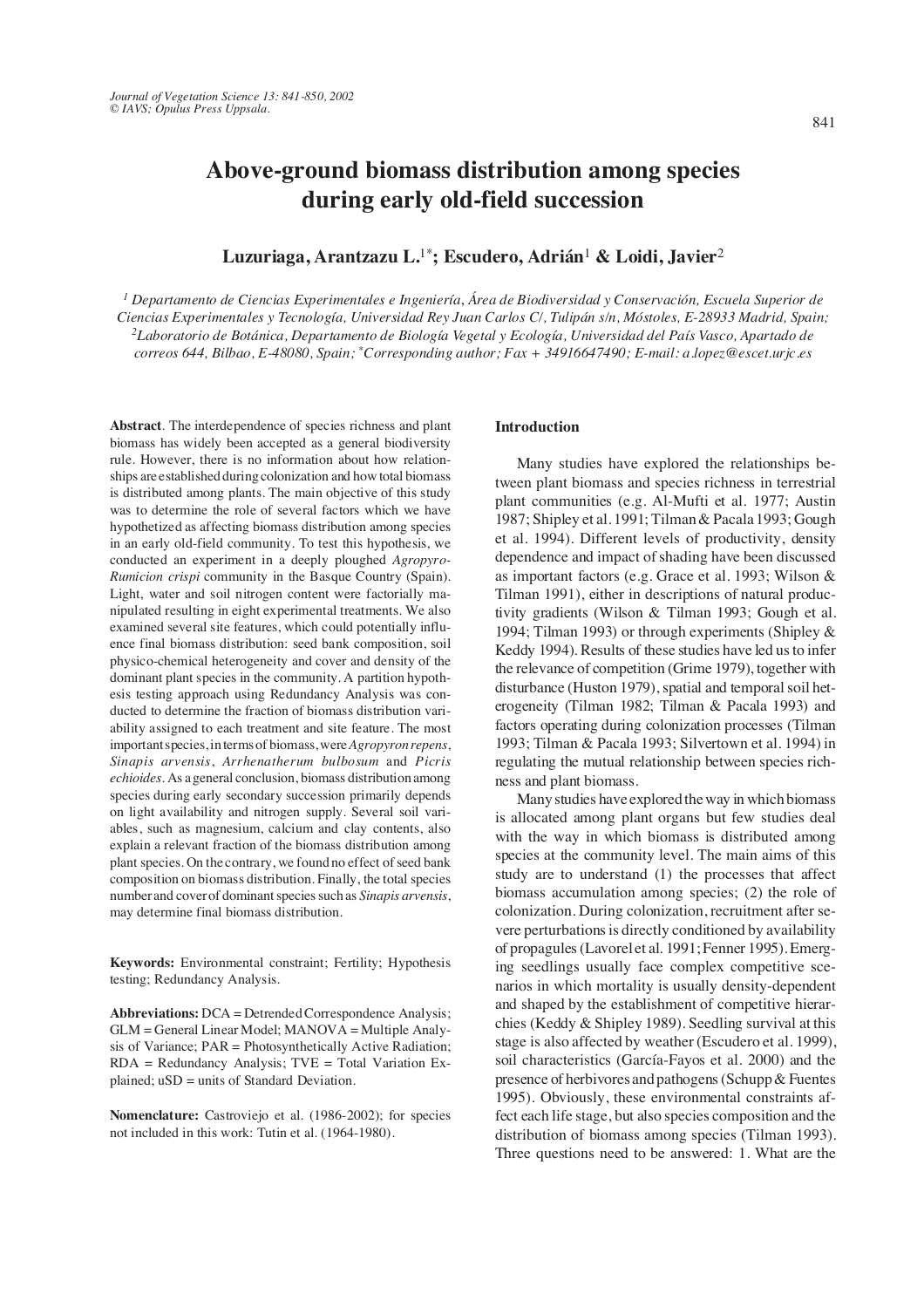# Above-ground biomass distribution among species during early old-field succession

**Luzuriaga, Arantzazu L.[1*]; Escudero, Adrián[1] & Loidi, Javier[2]**

*[1] Departamento de Ciencias Experimentales e Ingeniería, Área de Biodiversidad y Conservación, Escuela Superior de Ciencias Experimentales y Tecnología, Universidad Rey Juan Carlos C/, Tulipán s/n, Móstoles, E-28933 Madrid, Spain; [2] Laboratorio de Botánica, Departamento de Biología Vegetal y Ecología, Universidad del País Vasco, Apartado de correos 644, Bilbao, E-48080, Spain; [*] Corresponding author; Fax + 34916647490; E-mail: a.lopez@escet.urjc.es*

**Abstract**. The interdependence of species richness and plant biomass has widely been accepted as a general biodiversity rule. However, there is no information about how relationships are established during colonization and how total biomass is distributed among plants. The main objective of this study was to determine the role of several factors which we have hypothetized as affecting biomass distribution among species in an early old-field community. To test this hypothesis, we conducted an experiment in a deeply ploughed *Agropyro-Rumicion crispi* community in the Basque Country (Spain). Light, water and soil nitrogen content were factorially manipulated resulting in eight experimental treatments. We also examined several site features, which could potentially influence final biomass distribution: seed bank composition, soil physico-chemical heterogeneity and cover and density of the dominant plant species in the community. A partition hypothesis testing approach using Redundancy Analysis was conducted to determine the fraction of biomass distribution variability assigned to each treatment and site feature. The most important species, in terms of biomass, were *Agropyron repens*, *Sinapis arvensis*, *Arrhenatherum bulbosum* and *Picris echioides*. As a general conclusion, biomass distribution among species during early secondary succession primarily depends on light availability and nitrogen supply. Several soil variables, such as magnesium, calcium and clay contents, also explain a relevant fraction of the biomass distribution among plant species. On the contrary, we found no effect of seed bank composition on biomass distribution. Finally, the total species number and cover of dominant species such as *Sinapis arvensis*, may determine final biomass distribution.

**Keywords:** Environmental constraint; Fertility; Hypothesis testing; Redundancy Analysis.

**Abbreviations:** DCA = Detrended Correspondence Analysis; GLM = General Linear Model; MANOVA = Multiple Analysis of Variance; PAR = Photosynthetically Active Radiation; RDA = Redundancy Analysis; TVE = Total Variation Explained; uSD = units of Standard Deviation.

**Nomenclature:** Castroviejo et al. (1986-2002); for species not included in this work: Tutin et al. (1964-1980).

## Introduction

Many studies have explored the relationships between plant biomass and species richness in terrestrial plant communities (e.g. Al-Mufti et al. 1977; Austin 1987; Shipley et al. 1991; Tilman & Pacala 1993; Gough et al. 1994). Different levels of productivity, density dependence and impact of shading have been discussed as important factors (e.g. Grace et al. 1993; Wilson & Tilman 1991), either in descriptions of natural productivity gradients (Wilson & Tilman 1993; Gough et al. 1994; Tilman 1993) or through experiments (Shipley & Keddy 1994). Results of these studies have led us to infer the relevance of competition (Grime 1979), together with disturbance (Huston 1979), spatial and temporal soil heterogeneity (Tilman 1982; Tilman & Pacala 1993) and factors operating during colonization processes (Tilman 1993; Tilman & Pacala 1993; Silvertown et al. 1994) in regulating the mutual relationship between species richness and plant biomass.

Many studies have explored the way in which biomass is allocated among plant organs but few studies deal with the way in which biomass is distributed among species at the community level. The main aims of this study are to understand (1) the processes that affect biomass accumulation among species; (2) the role of colonization. During colonization, recruitment after severe perturbations is directly conditioned by availability of propagules (Lavorel et al. 1991; Fenner 1995). Emerging seedlings usually face complex competitive scenarios in which mortality is usually density-dependent and shaped by the establishment of competitive hierarchies (Keddy & Shipley 1989). Seedling survival at this stage is also affected by weather (Escudero et al. 1999), soil characteristics (García-Fayos et al. 2000) and the presence of herbivores and pathogens (Schupp & Fuentes 1995). Obviously, these environmental constraints affect each life stage, but also species composition and the distribution of biomass among species (Tilman 1993). Three questions need to be answered: 1. What are the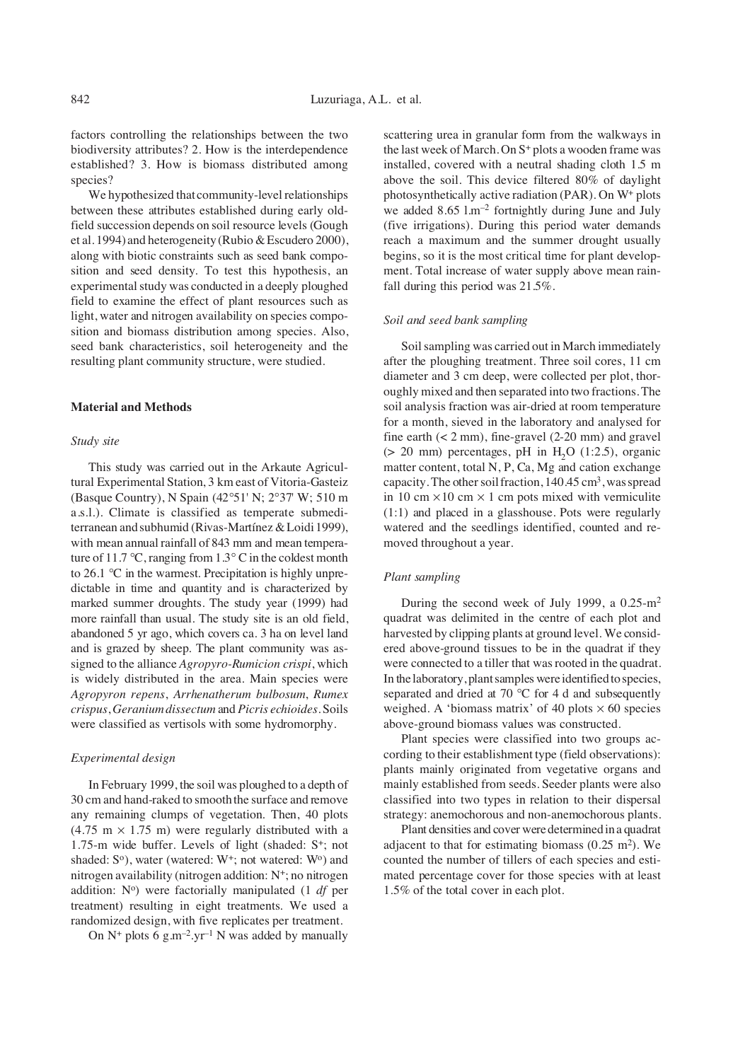factors controlling the relationships between the two biodiversity attributes? 2. How is the interdependence established? 3. How is biomass distributed among species?

We hypothesized that community-level relationships between these attributes established during early old-field succession depends on soil resource levels (Gough et al. 1994) and heterogeneity (Rubio & Escudero 2000), along with biotic constraints such as seed bank composition and seed density. To test this hypothesis, an experimental study was conducted in a deeply ploughed field to examine the effect of plant resources such as light, water and nitrogen availability on species composition and biomass distribution among species. Also, seed bank characteristics, soil heterogeneity and the resulting plant community structure, were studied.

## Material and Methods

### *Study site*

This study was carried out in the Arkaute Agricultural Experimental Station, 3 km east of Vitoria-Gasteiz (Basque Country), N Spain (42°51' N; 2°37' W; 510 m a.s.l.). Climate is classified as temperate submediterranean and subhumid (Rivas-Martínez & Loidi 1999), with mean annual rainfall of 843 mm and mean temperature of 11.7 °C, ranging from 1.3° C in the coldest month to 26.1 °C in the warmest. Precipitation is highly unpredictable in time and quantity and is characterized by marked summer droughts. The study year (1999) had more rainfall than usual. The study site is an old field, abandoned 5 yr ago, which covers ca. 3 ha on level land and is grazed by sheep. The plant community was assigned to the alliance *Agropyro-Rumicion crispi*, which is widely distributed in the area. Main species were *Agropyron repens*, *Arrhenatherum bulbosum*, *Rumex crispus*, *Geranium dissectum* and *Picris echioides*. Soils were classified as vertisols with some hydromorphy.

### *Experimental design*

In February 1999, the soil was ploughed to a depth of 30 cm and hand-raked to smooth the surface and remove any remaining clumps of vegetation. Then, 40 plots (4.75 m × 1.75 m) were regularly distributed with a 1.75-m wide buffer. Levels of light (shaded: $S^+$; not shaded: $S^o$), water (watered: $W^+$; not watered: $W^o$) and nitrogen availability (nitrogen addition: $N^+$; no nitrogen addition: $N^o$) were factorially manipulated (1 *df* per treatment) resulting in eight treatments. We used a randomized design, with five replicates per treatment.

On $N^+$ plots 6 $g.m^{-2}.yr^{-1}$ N was added by manually scattering urea in granular form from the walkways in the last week of March. On $S^+$ plots a wooden frame was installed, covered with a neutral shading cloth 1.5 m above the soil. This device filtered 80% of daylight photosynthetically active radiation (PAR). On $W^+$ plots we added 8.65 $l.m^{-2}$ fortnightly during June and July (five irrigations). During this period water demands reach a maximum and the summer drought usually begins, so it is the most critical time for plant development. Total increase of water supply above mean rainfall during this period was 21.5%.

### *Soil and seed bank sampling*

Soil sampling was carried out in March immediately after the ploughing treatment. Three soil cores, 11 cm diameter and 3 cm deep, were collected per plot, thoroughly mixed and then separated into two fractions. The soil analysis fraction was air-dried at room temperature for a month, sieved in the laboratory and analysed for fine earth (< 2 mm), fine-gravel (2-20 mm) and gravel (> 20 mm) percentages, pH in $H_2O$ (1:2.5), organic matter content, total N, P, Ca, Mg and cation exchange capacity. The other soil fraction, 140.45 $cm^3$, was spread in 10 cm × 10 cm × 1 cm pots mixed with vermiculite (1:1) and placed in a glasshouse. Pots were regularly watered and the seedlings identified, counted and removed throughout a year.

### *Plant sampling*

During the second week of July 1999, a 0.25-$m^2$ quadrat was delimited in the centre of each plot and harvested by clipping plants at ground level. We considered above-ground tissues to be in the quadrat if they were connected to a tiller that was rooted in the quadrat. In the laboratory, plant samples were identified to species, separated and dried at 70 °C for 4 d and subsequently weighed. A 'biomass matrix' of 40 plots × 60 species above-ground biomass values was constructed.

Plant species were classified into two groups according to their establishment type (field observations): plants mainly originated from vegetative organs and mainly established from seeds. Seeder plants were also classified into two types in relation to their dispersal strategy: anemochorous and non-anemochorous plants.

Plant densities and cover were determined in a quadrat adjacent to that for estimating biomass (0.25 $m^2$). We counted the number of tillers of each species and estimated percentage cover for those species with at least 1.5% of the total cover in each plot.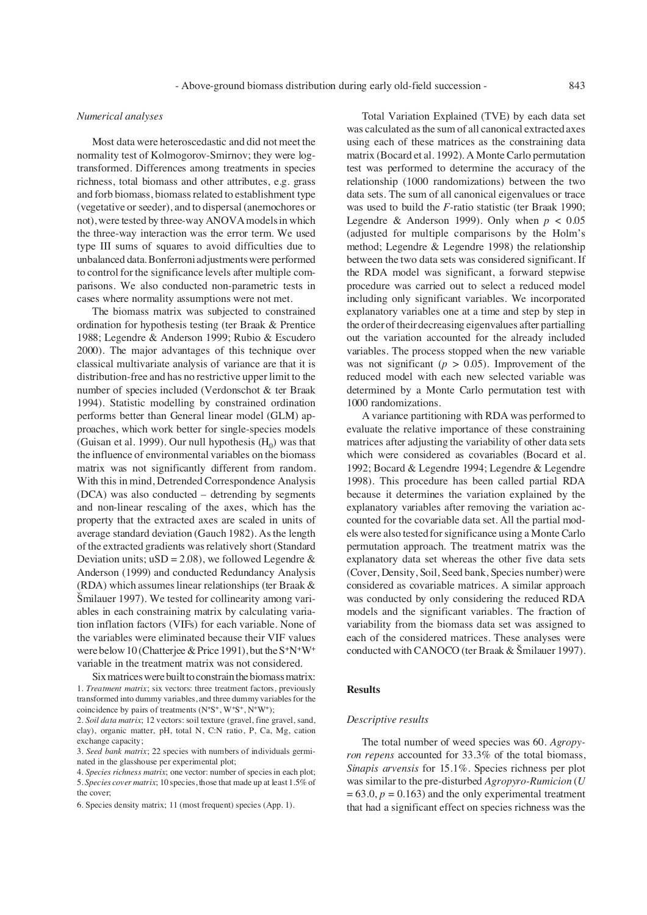*Numerical analyses*

Most data were heteroscedastic and did not meet the normality test of Kolmogorov-Smirnov; they were log-transformed. Differences among treatments in species richness, total biomass and other attributes, e.g. grass and forb biomass, biomass related to establishment type (vegetative or seeder), and to dispersal (anemochores or not), were tested by three-way ANOVA models in which the three-way interaction was the error term. We used type III sums of squares to avoid difficulties due to unbalanced data. Bonferroni adjustments were performed to control for the significance levels after multiple comparisons. We also conducted non-parametric tests in cases where normality assumptions were not met.

The biomass matrix was subjected to constrained ordination for hypothesis testing (ter Braak & Prentice 1988; Legendre & Anderson 1999; Rubio & Escudero 2000). The major advantages of this technique over classical multivariate analysis of variance are that it is distribution-free and has no restrictive upper limit to the number of species included (Verdonschot & ter Braak 1994). Statistic modelling by constrained ordination performs better than General linear model (GLM) approaches, which work better for single-species models (Guisan et al. 1999). Our null hypothesis ($H_0$) was that the influence of environmental variables on the biomass matrix was not significantly different from random. With this in mind, Detrended Correspondence Analysis (DCA) was also conducted – detrending by segments and non-linear rescaling of the axes, which has the property that the extracted axes are scaled in units of average standard deviation (Gauch 1982). As the length of the extracted gradients was relatively short (Standard Deviation units; uSD = 2.08), we followed Legendre & Anderson (1999) and conducted Redundancy Analysis (RDA) which assumes linear relationships (ter Braak & Šmilauer 1997). We tested for collinearity among variables in each constraining matrix by calculating variation inflation factors (VIFs) for each variable. None of the variables were eliminated because their VIF values were below 10 (Chatterjee & Price 1991), but the $S^+N^+W^+$ variable in the treatment matrix was not considered.

Six matrices were built to constrain the biomass matrix:

1. *Treatment matrix*; six vectors: three treatment factors, previously transformed into dummy variables, and three dummy variables for the coincidence by pairs of treatments ($N^+S^+$, $W^+S^+$, $N^+W^+$);
2. *Soil data matrix*; 12 vectors: soil texture (gravel, fine gravel, sand, clay), organic matter, pH, total N, C:N ratio, P, Ca, Mg, cation exchange capacity;
3. *Seed bank matrix*; 22 species with numbers of individuals germinated in the glasshouse per experimental plot;
4. *Species richness matrix*; one vector: number of species in each plot;
5. *Species cover matrix*; 10 species, those that made up at least 1.5% of the cover;
6. Species density matrix; 11 (most frequent) species (App. 1).

Total Variation Explained (TVE) by each data set was calculated as the sum of all canonical extracted axes using each of these matrices as the constraining data matrix (Bocard et al. 1992). A Monte Carlo permutation test was performed to determine the accuracy of the relationship (1000 randomizations) between the two data sets. The sum of all canonical eigenvalues or trace was used to build the *F*-ratio statistic (ter Braak 1990; Legendre & Anderson 1999). Only when $p < 0.05$ (adjusted for multiple comparisons by the Holm's method; Legendre & Legendre 1998) the relationship between the two data sets was considered significant. If the RDA model was significant, a forward stepwise procedure was carried out to select a reduced model including only significant variables. We incorporated explanatory variables one at a time and step by step in the order of their decreasing eigenvalues after partialling out the variation accounted for the already included variables. The process stopped when the new variable was not significant ($p > 0.05$). Improvement of the reduced model with each new selected variable was determined by a Monte Carlo permutation test with 1000 randomizations.

A variance partitioning with RDA was performed to evaluate the relative importance of these constraining matrices after adjusting the variability of other data sets which were considered as covariables (Bocard et al. 1992; Bocard & Legendre 1994; Legendre & Legendre 1998). This procedure has been called partial RDA because it determines the variation explained by the explanatory variables after removing the variation accounted for the covariable data set. All the partial models were also tested for significance using a Monte Carlo permutation approach. The treatment matrix was the explanatory data set whereas the other five data sets (Cover, Density, Soil, Seed bank, Species number) were considered as covariable matrices. A similar approach was conducted by only considering the reduced RDA models and the significant variables. The fraction of variability from the biomass data set was assigned to each of the considered matrices. These analyses were conducted with CANOCO (ter Braak & Šmilauer 1997).

## Results

*Descriptive results*

The total number of weed species was 60. *Agropyron repens* accounted for 33.3% of the total biomass, *Sinapis arvensis* for 15.1%. Species richness per plot was similar to the pre-disturbed *Agropyro-Rumicion* ($U = 63.0$, $p = 0.163$) and the only experimental treatment that had a significant effect on species richness was the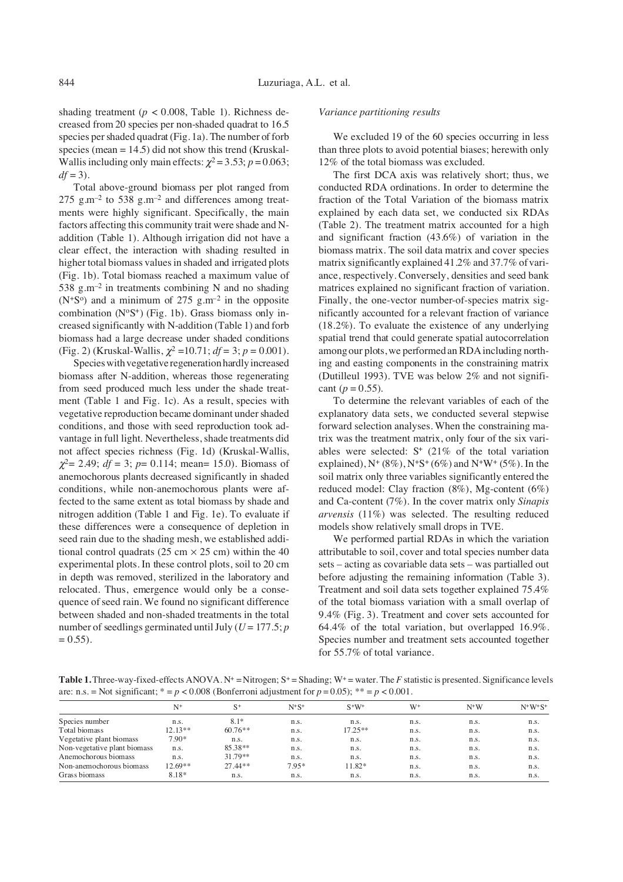shading treatment ($p < 0.008$, Table 1). Richness decreased from 20 species per non-shaded quadrat to 16.5 species per shaded quadrat (Fig. 1a). The number of forb species (mean = 14.5) did not show this trend (Kruskal-Wallis including only main effects: $\chi^2 = 3.53$; $p = 0.063$; $df = 3$).

Total above-ground biomass per plot ranged from 275 $g.m^{-2}$ to 538 $g.m^{-2}$ and differences among treatments were highly significant. Specifically, the main factors affecting this community trait were shade and N-addition (Table 1). Although irrigation did not have a clear effect, the interaction with shading resulted in higher total biomass values in shaded and irrigated plots (Fig. 1b). Total biomass reached a maximum value of 538 $g.m^{-2}$ in treatments combining N and no shading ($N^+S^o$) and a minimum of 275 $g.m^{-2}$ in the opposite combination ($N^oS^+$) (Fig. 1b). Grass biomass only increased significantly with N-addition (Table 1) and forb biomass had a large decrease under shaded conditions (Fig. 2) (Kruskal-Wallis, $\chi^2 = 10.71$; $df = 3$; $p = 0.001$).

Species with vegetative regeneration hardly increased biomass after N-addition, whereas those regenerating from seed produced much less under the shade treatment (Table 1 and Fig. 1c). As a result, species with vegetative reproduction became dominant under shaded conditions, and those with seed reproduction took advantage in full light. Nevertheless, shade treatments did not affect species richness (Fig. 1d) (Kruskal-Wallis, $\chi^2 = 2.49$; $df = 3$; $p = 0.114$; mean= 15.0). Biomass of anemochorous plants decreased significantly in shaded conditions, while non-anemochorous plants were affected to the same extent as total biomass by shade and nitrogen addition (Table 1 and Fig. 1e). To evaluate if these differences were a consequence of depletion in seed rain due to the shading mesh, we established additional control quadrats (25 cm × 25 cm) within the 40 experimental plots. In these control plots, soil to 20 cm in depth was removed, sterilized in the laboratory and relocated. Thus, emergence would only be a consequence of seed rain. We found no significant difference between shaded and non-shaded treatments in the total number of seedlings germinated until July ($U = 177.5$; $p = 0.55$).

### *Variance partitioning results*

We excluded 19 of the 60 species occurring in less than three plots to avoid potential biases; herewith only 12% of the total biomass was excluded.

The first DCA axis was relatively short; thus, we conducted RDA ordinations. In order to determine the fraction of the Total Variation of the biomass matrix explained by each data set, we conducted six RDAs (Table 2). The treatment matrix accounted for a high and significant fraction (43.6%) of variation in the biomass matrix. The soil data matrix and cover species matrix significantly explained 41.2% and 37.7% of variance, respectively. Conversely, densities and seed bank matrices explained no significant fraction of variation. Finally, the one-vector number-of-species matrix significantly accounted for a relevant fraction of variance (18.2%). To evaluate the existence of any underlying spatial trend that could generate spatial autocorrelation among our plots, we performed an RDA including northing and easting components in the constraining matrix (Dutilleul 1993). TVE was below 2% and not significant ($p = 0.55$).

To determine the relevant variables of each of the explanatory data sets, we conducted several stepwise forward selection analyses. When the constraining matrix was the treatment matrix, only four of the six variables were selected: $S^+$ (21% of the total variation explained), $N^+$ (8%), $N^+S^+$ (6%) and $N^+W^+$ (5%). In the soil matrix only three variables significantly entered the reduced model: Clay fraction (8%), Mg-content (6%) and Ca-content (7%). In the cover matrix only *Sinapis arvensis* (11%) was selected. The resulting reduced models show relatively small drops in TVE.

We performed partial RDAs in which the variation attributable to soil, cover and total species number data sets – acting as covariable data sets – was partialled out before adjusting the remaining information (Table 3). Treatment and soil data sets together explained 75.4% of the total biomass variation with a small overlap of 9.4% (Fig. 3). Treatment and cover sets accounted for 64.4% of the total variation, but overlapped 16.9%. Species number and treatment sets accounted together for 55.7% of total variance.

**Table 1.** Three-way-fixed-effects ANOVA. $N^+$ = Nitrogen; $S^+$ = Shading; $W^+$ = water. The *F* statistic is presented. Significance levels are: n.s. = Not significant; * = $p < 0.008$ (Bonferroni adjustment for $p = 0.05$); ** = $p < 0.001$.

| | $N^+$ | $S^+$ | $N^+S^+$ | $S^+W^+$ | $W^+$ | $N^+W$ | $N^+W^+S^+$ |
|---|---|---|---|---|---|---|---|
| Species number | n.s. | 8.1* | n.s. | n.s. | n.s. | n.s. | n.s. |
| Total biomass | 12.13** | 60.76** | n.s. | 17.25** | n.s. | n.s. | n.s. |
| Vegetative plant biomass | 7.90* | n.s. | n.s. | n.s. | n.s. | n.s. | n.s. |
| Non-vegetative plant biomass | n.s. | 85.38** | n.s. | n.s. | n.s. | n.s. | n.s. |
| Anemochorous biomass | n.s. | 31.79** | n.s. | n.s. | n.s. | n.s. | n.s. |
| Non-anemochorous biomass | 12.69** | 27.44** | 7.95* | 11.82* | n.s. | n.s. | n.s. |
| Grass biomass | 8.18* | n.s. | n.s. | n.s. | n.s. | n.s. | n.s. |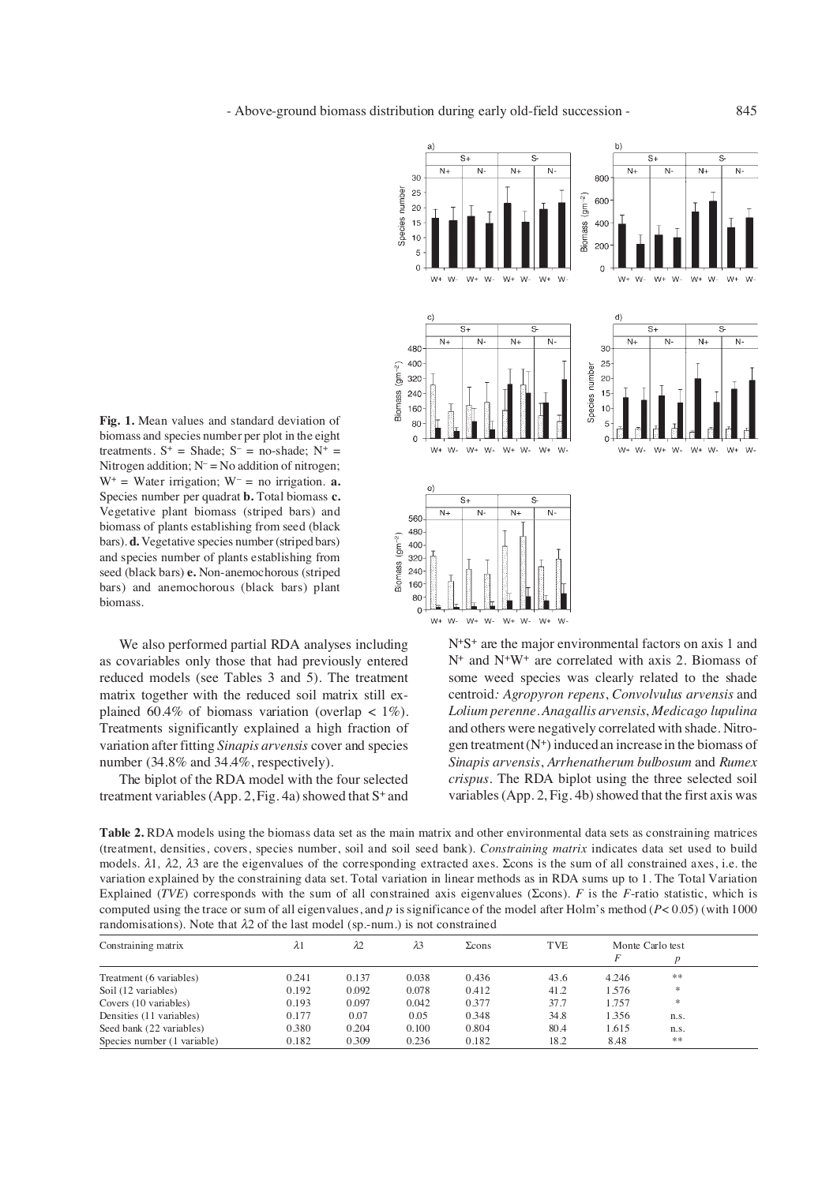**Fig. 1.** Mean values and standard deviation of biomass and species number per plot in the eight treatments. $S^+$ = Shade; $S^-$ = no-shade; $N^+$ = Nitrogen addition; $N^-$ = No addition of nitrogen; $W^+$ = Water irrigation; $W^-$ = no irrigation. **a.** Species number per quadrat **b.** Total biomass **c.** Vegetative plant biomass (striped bars) and biomass of plants establishing from seed (black bars). **d.** Vegetative species number (striped bars) and species number of plants establishing from seed (black bars) **e.** Non-anemochorous (striped bars) and anemochorous (black bars) plant biomass.

We also performed partial RDA analyses including as covariables only those that had previously entered reduced models (see Tables 3 and 5). The treatment matrix together with the reduced soil matrix still explained 60.4% of biomass variation (overlap < 1%). Treatments significantly explained a high fraction of variation after fitting *Sinapis arvensis* cover and species number (34.8% and 34.4%, respectively).

The biplot of the RDA model with the four selected treatment variables (App. 2, Fig. 4a) showed that $S^+$ and $N^+S^+$ are the major environmental factors on axis 1 and $N^+$ and $N^+W^+$ are correlated with axis 2. Biomass of some weed species was clearly related to the shade centroid*: Agropyron repens*, *Convolvulus arvensis* and *Lolium perenne*. *Anagallis arvensis*, *Medicago lupulina* and others were negatively correlated with shade. Nitrogen treatment ($N^+$) induced an increase in the biomass of *Sinapis arvensis*, *Arrhenatherum bulbosum* and *Rumex crispus*. The RDA biplot using the three selected soil variables (App. 2, Fig. 4b) showed that the first axis was

**Table 2.** RDA models using the biomass data set as the main matrix and other environmental data sets as constraining matrices (treatment, densities, covers, species number, soil and soil seed bank). *Constraining matrix* indicates data set used to build models. $\lambda 1$, $\lambda 2$, $\lambda 3$ are the eigenvalues of the corresponding extracted axes. $\Sigma$cons is the sum of all constrained axes, i.e. the variation explained by the constraining data set. Total variation in linear methods as in RDA sums up to 1. The Total Variation Explained (*TVE*) corresponds with the sum of all constrained axis eigenvalues ($\Sigma$cons). *F* is the *F*-ratio statistic, which is computed using the trace or sum of all eigenvalues, and *p* is significance of the model after Holm's method ($P$< 0.05) (with 1000 randomisations). Note that $\lambda 2$ of the last model (sp.-num.) is not constrained

| Constraining matrix | $\lambda 1$ | $\lambda 2$ | $\lambda 3$ | $\Sigma$cons | TVE | Monte Carlo test | |
|---|---|---|---|---|---|---|---|
| | | | | | | *F* | *p* |
| Treatment (6 variables) | 0.241 | 0.137 | 0.038 | 0.436 | 43.6 | 4.246 | ** |
| Soil (12 variables) | 0.192 | 0.092 | 0.078 | 0.412 | 41.2 | 1.576 | * |
| Covers (10 variables) | 0.193 | 0.097 | 0.042 | 0.377 | 37.7 | 1.757 | * |
| Densities (11 variables) | 0.177 | 0.07 | 0.05 | 0.348 | 34.8 | 1.356 | n.s. |
| Seed bank (22 variables) | 0.380 | 0.204 | 0.100 | 0.804 | 80.4 | 1.615 | n.s. |
| Species number (1 variable) | 0.182 | 0.309 | 0.236 | 0.182 | 18.2 | 8.48 | ** |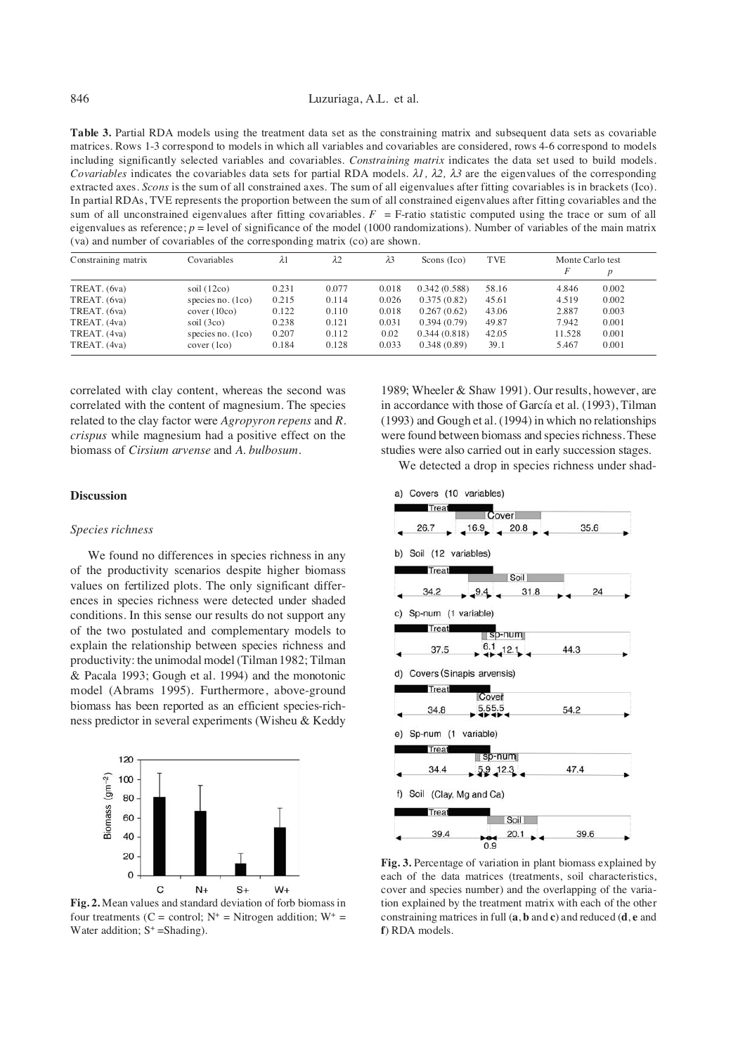**Table 3.** Partial RDA models using the treatment data set as the constraining matrix and subsequent data sets as covariable matrices. Rows 1-3 correspond to models in which all variables and covariables are considered, rows 4-6 correspond to models including significantly selected variables and covariables. *Constraining matrix* indicates the data set used to build models. *Covariables* indicates the covariables data sets for partial RDA models. $\lambda 1$, $\lambda 2$, $\lambda 3$ are the eigenvalues of the corresponding extracted axes. *Scons* is the sum of all constrained axes. The sum of all eigenvalues after fitting covariables is in brackets (Ico). In partial RDAs, TVE represents the proportion between the sum of all constrained eigenvalues after fitting covariables and the sum of all unconstrained eigenvalues after fitting covariables. $F$ = F-ratio statistic computed using the trace or sum of all eigenvalues as reference; $p$ = level of significance of the model (1000 randomizations). Number of variables of the main matrix (va) and number of covariables of the corresponding matrix (co) are shown.

| Constraining matrix | Covariables | $\lambda 1$ | $\lambda 2$ | $\lambda 3$ | Scons (Ico) | TVE | Monte Carlo test | |
|---|---|---|---|---|---|---|---|---|
| | | | | | | | $F$ | $p$ |
| TREAT. (6va) | soil (12co) | 0.231 | 0.077 | 0.018 | 0.342 (0.588) | 58.16 | 4.846 | 0.002 |
| TREAT. (6va) | species no. (1co) | 0.215 | 0.114 | 0.026 | 0.375 (0.82) | 45.61 | 4.519 | 0.002 |
| TREAT. (6va) | cover (10co) | 0.122 | 0.110 | 0.018 | 0.267 (0.62) | 43.06 | 2.887 | 0.003 |
| TREAT. (4va) | soil (3co) | 0.238 | 0.121 | 0.031 | 0.394 (0.79) | 49.87 | 7.942 | 0.001 |
| TREAT. (4va) | species no. (1co) | 0.207 | 0.112 | 0.02 | 0.344 (0.818) | 42.05 | 11.528 | 0.001 |
| TREAT. (4va) | cover (1co) | 0.184 | 0.128 | 0.033 | 0.348 (0.89) | 39.1 | 5.467 | 0.001 |

correlated with clay content, whereas the second was correlated with the content of magnesium. The species related to the clay factor were *Agropyron repens* and *R. crispus* while magnesium had a positive effect on the biomass of *Cirsium arvense* and *A. bulbosum*.

## Discussion

### *Species richness*

We found no differences in species richness in any of the productivity scenarios despite higher biomass values on fertilized plots. The only significant differences in species richness were detected under shaded conditions. In this sense our results do not support any of the two postulated and complementary models to explain the relationship between species richness and productivity: the unimodal model (Tilman 1982; Tilman & Pacala 1993; Gough et al. 1994) and the monotonic model (Abrams 1995). Furthermore, above-ground biomass has been reported as an efficient species-richness predictor in several experiments (Wisheu & Keddy 1989; Wheeler & Shaw 1991). Our results, however, are in accordance with those of García et al. (1993), Tilman (1993) and Gough et al. (1994) in which no relationships were found between biomass and species richness. These studies were also carried out in early succession stages.

**Fig. 2.** Mean values and standard deviation of forb biomass in four treatments (C = control; N+ = Nitrogen addition; W+ = Water addition; S+ = Shading).

**Fig. 3.** Percentage of variation in plant biomass explained by each of the data matrices (treatments, soil characteristics, cover and species number) and the overlapping of the variation explained by the treatment matrix with each of the other constraining matrices in full (**a**, **b** and **c**) and reduced (**d**, **e** and **f**) RDA models.

We detected a drop in species richness under shad-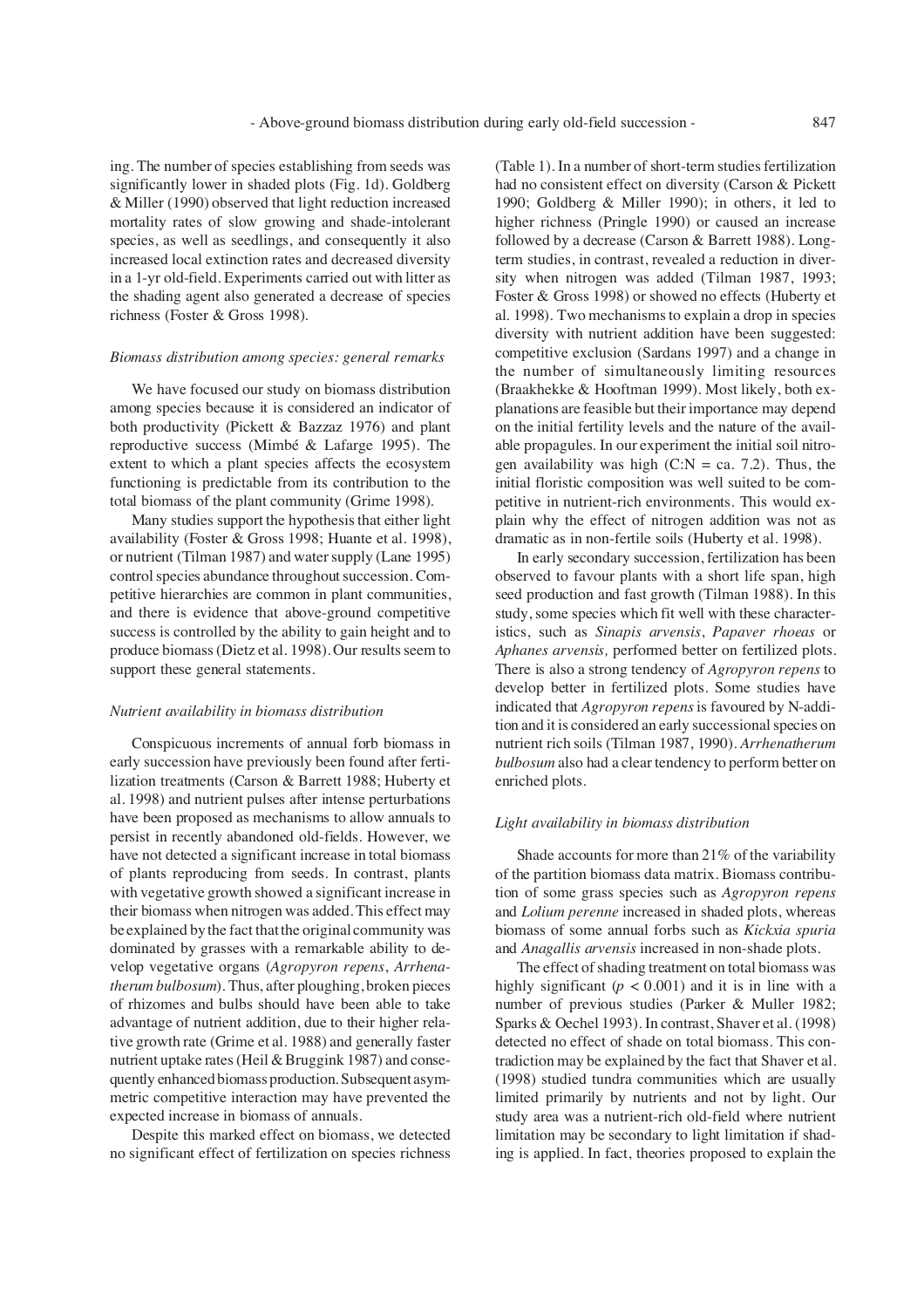ing. The number of species establishing from seeds was significantly lower in shaded plots (Fig. 1d). Goldberg & Miller (1990) observed that light reduction increased mortality rates of slow growing and shade-intolerant species, as well as seedlings, and consequently it also increased local extinction rates and decreased diversity in a 1-yr old-field. Experiments carried out with litter as the shading agent also generated a decrease of species richness (Foster & Gross 1998).

*Biomass distribution among species: general remarks*

We have focused our study on biomass distribution among species because it is considered an indicator of both productivity (Pickett & Bazzaz 1976) and plant reproductive success (Mimbé & Lafarge 1995). The extent to which a plant species affects the ecosystem functioning is predictable from its contribution to the total biomass of the plant community (Grime 1998).

Many studies support the hypothesis that either light availability (Foster & Gross 1998; Huante et al. 1998), or nutrient (Tilman 1987) and water supply (Lane 1995) control species abundance throughout succession. Competitive hierarchies are common in plant communities, and there is evidence that above-ground competitive success is controlled by the ability to gain height and to produce biomass (Dietz et al. 1998). Our results seem to support these general statements.

*Nutrient availability in biomass distribution*

Conspicuous increments of annual forb biomass in early succession have previously been found after fertilization treatments (Carson & Barrett 1988; Huberty et al. 1998) and nutrient pulses after intense perturbations have been proposed as mechanisms to allow annuals to persist in recently abandoned old-fields. However, we have not detected a significant increase in total biomass of plants reproducing from seeds. In contrast, plants with vegetative growth showed a significant increase in their biomass when nitrogen was added. This effect may be explained by the fact that the original community was dominated by grasses with a remarkable ability to develop vegetative organs (*Agropyron repens*, *Arrhenatherum bulbosum*). Thus, after ploughing, broken pieces of rhizomes and bulbs should have been able to take advantage of nutrient addition, due to their higher relative growth rate (Grime et al. 1988) and generally faster nutrient uptake rates (Heil & Bruggink 1987) and consequently enhanced biomass production. Subsequent asymmetric competitive interaction may have prevented the expected increase in biomass of annuals.

Despite this marked effect on biomass, we detected no significant effect of fertilization on species richness (Table 1). In a number of short-term studies fertilization had no consistent effect on diversity (Carson & Pickett 1990; Goldberg & Miller 1990); in others, it led to higher richness (Pringle 1990) or caused an increase followed by a decrease (Carson & Barrett 1988). Long-term studies, in contrast, revealed a reduction in diversity when nitrogen was added (Tilman 1987, 1993; Foster & Gross 1998) or showed no effects (Huberty et al. 1998). Two mechanisms to explain a drop in species diversity with nutrient addition have been suggested: competitive exclusion (Sardans 1997) and a change in the number of simultaneously limiting resources (Braakhekke & Hooftman 1999). Most likely, both explanations are feasible but their importance may depend on the initial fertility levels and the nature of the available propagules. In our experiment the initial soil nitrogen availability was high (C:N = ca. 7.2). Thus, the initial floristic composition was well suited to be competitive in nutrient-rich environments. This would explain why the effect of nitrogen addition was not as dramatic as in non-fertile soils (Huberty et al. 1998).

In early secondary succession, fertilization has been observed to favour plants with a short life span, high seed production and fast growth (Tilman 1988). In this study, some species which fit well with these characteristics, such as *Sinapis arvensis*, *Papaver rhoeas* or *Aphanes arvensis,* performed better on fertilized plots. There is also a strong tendency of *Agropyron repens* to develop better in fertilized plots. Some studies have indicated that *Agropyron repens* is favoured by N-addition and it is considered an early successional species on nutrient rich soils (Tilman 1987, 1990). *Arrhenatherum bulbosum* also had a clear tendency to perform better on enriched plots.

*Light availability in biomass distribution*

Shade accounts for more than 21% of the variability of the partition biomass data matrix. Biomass contribution of some grass species such as *Agropyron repens* and *Lolium perenne* increased in shaded plots, whereas biomass of some annual forbs such as *Kickxia spuria* and *Anagallis arvensis* increased in non-shade plots.

The effect of shading treatment on total biomass was highly significant ($p < 0.001$) and it is in line with a number of previous studies (Parker & Muller 1982; Sparks & Oechel 1993). In contrast, Shaver et al. (1998) detected no effect of shade on total biomass. This contradiction may be explained by the fact that Shaver et al. (1998) studied tundra communities which are usually limited primarily by nutrients and not by light. Our study area was a nutrient-rich old-field where nutrient limitation may be secondary to light limitation if shading is applied. In fact, theories proposed to explain the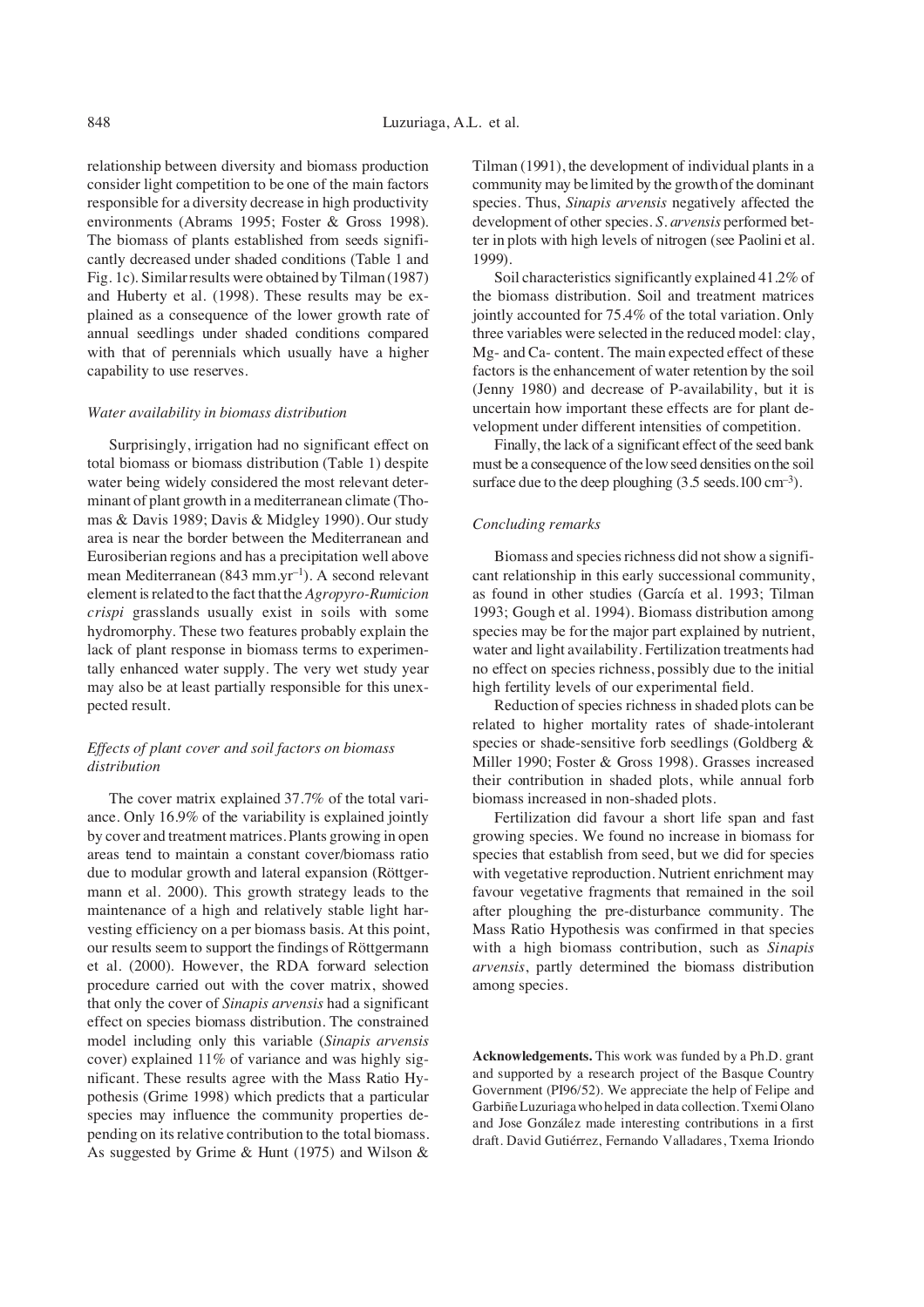relationship between diversity and biomass production consider light competition to be one of the main factors responsible for a diversity decrease in high productivity environments (Abrams 1995; Foster & Gross 1998). The biomass of plants established from seeds significantly decreased under shaded conditions (Table 1 and Fig. 1c). Similar results were obtained by Tilman (1987) and Huberty et al. (1998). These results may be explained as a consequence of the lower growth rate of annual seedlings under shaded conditions compared with that of perennials which usually have a higher capability to use reserves.

### *Water availability in biomass distribution*

Surprisingly, irrigation had no significant effect on total biomass or biomass distribution (Table 1) despite water being widely considered the most relevant determinant of plant growth in a mediterranean climate (Thomas & Davis 1989; Davis & Midgley 1990). Our study area is near the border between the Mediterranean and Eurosiberian regions and has a precipitation well above mean Mediterranean (843 mm.yr$^{-1}$). A second relevant element is related to the fact that the *Agropyro-Rumicion crispi* grasslands usually exist in soils with some hydromorphy. These two features probably explain the lack of plant response in biomass terms to experimentally enhanced water supply. The very wet study year may also be at least partially responsible for this unexpected result.

### *Effects of plant cover and soil factors on biomass distribution*

The cover matrix explained 37.7% of the total variance. Only 16.9% of the variability is explained jointly by cover and treatment matrices. Plants growing in open areas tend to maintain a constant cover/biomass ratio due to modular growth and lateral expansion (Röttgermann et al. 2000). This growth strategy leads to the maintenance of a high and relatively stable light harvesting efficiency on a per biomass basis. At this point, our results seem to support the findings of Röttgermann et al. (2000). However, the RDA forward selection procedure carried out with the cover matrix, showed that only the cover of *Sinapis arvensis* had a significant effect on species biomass distribution. The constrained model including only this variable (*Sinapis arvensis* cover) explained 11% of variance and was highly significant. These results agree with the Mass Ratio Hypothesis (Grime 1998) which predicts that a particular species may influence the community properties depending on its relative contribution to the total biomass. As suggested by Grime & Hunt (1975) and Wilson & Tilman (1991), the development of individual plants in a community may be limited by the growth of the dominant species. Thus, *Sinapis arvensis* negatively affected the development of other species. *S. arvensis* performed better in plots with high levels of nitrogen (see Paolini et al. 1999).

Soil characteristics significantly explained 41.2% of the biomass distribution. Soil and treatment matrices jointly accounted for 75.4% of the total variation. Only three variables were selected in the reduced model: clay, Mg- and Ca- content. The main expected effect of these factors is the enhancement of water retention by the soil (Jenny 1980) and decrease of P-availability, but it is uncertain how important these effects are for plant development under different intensities of competition.

Finally, the lack of a significant effect of the seed bank must be a consequence of the low seed densities on the soil surface due to the deep ploughing (3.5 seeds.100 cm$^{-3}$).

### *Concluding remarks*

Biomass and species richness did not show a significant relationship in this early successional community, as found in other studies (García et al. 1993; Tilman 1993; Gough et al. 1994). Biomass distribution among species may be for the major part explained by nutrient, water and light availability. Fertilization treatments had no effect on species richness, possibly due to the initial high fertility levels of our experimental field.

Reduction of species richness in shaded plots can be related to higher mortality rates of shade-intolerant species or shade-sensitive forb seedlings (Goldberg & Miller 1990; Foster & Gross 1998). Grasses increased their contribution in shaded plots, while annual forb biomass increased in non-shaded plots.

Fertilization did favour a short life span and fast growing species. We found no increase in biomass for species that establish from seed, but we did for species with vegetative reproduction. Nutrient enrichment may favour vegetative fragments that remained in the soil after ploughing the pre-disturbance community. The Mass Ratio Hypothesis was confirmed in that species with a high biomass contribution, such as *Sinapis arvensis*, partly determined the biomass distribution among species.

**Acknowledgements.** This work was funded by a Ph.D. grant and supported by a research project of the Basque Country Government (PI96/52). We appreciate the help of Felipe and Garbiñe Luzuriaga who helped in data collection. Txemi Olano and Jose González made interesting contributions in a first draft. David Gutiérrez, Fernando Valladares, Txema Iriondo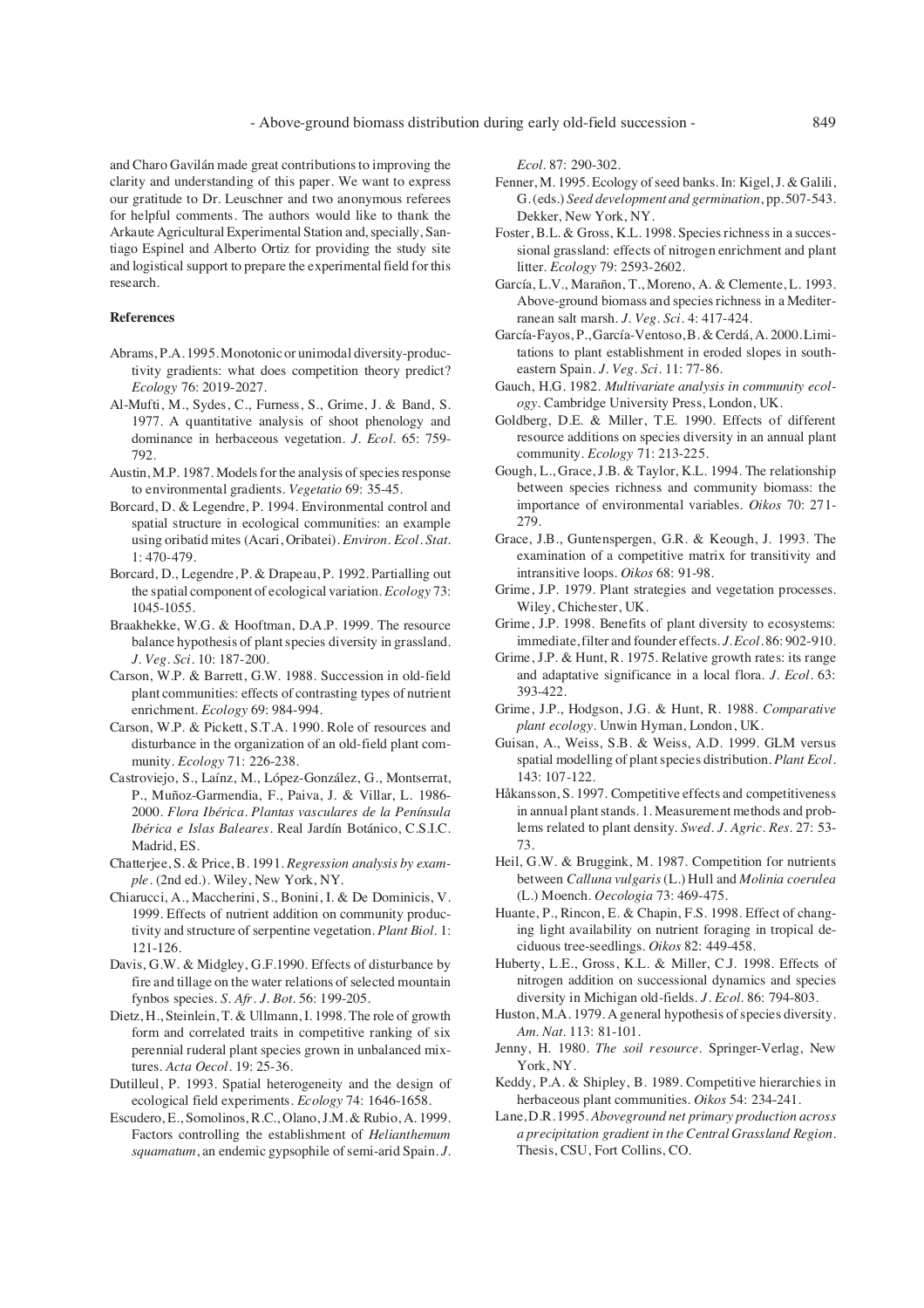and Charo Gavilán made great contributions to improving the clarity and understanding of this paper. We want to express our gratitude to Dr. Leuschner and two anonymous referees for helpful comments. The authors would like to thank the Arkaute Agricultural Experimental Station and, specially, Santiago Espinel and Alberto Ortiz for providing the study site and logistical support to prepare the experimental field for this research.

#### References

Abrams, P.A. 1995. Monotonic or unimodal diversity-productivity gradients: what does competition theory predict? *Ecology* 76: 2019-2027.

Al-Mufti, M., Sydes, C., Furness, S., Grime, J. & Band, S. 1977. A quantitative analysis of shoot phenology and dominance in herbaceous vegetation. *J. Ecol.* 65: 759-792.

Austin, M.P. 1987. Models for the analysis of species response to environmental gradients. *Vegetatio* 69: 35-45.

Borcard, D. & Legendre, P. 1994. Environmental control and spatial structure in ecological communities: an example using oribatid mites (Acari, Oribatei). *Environ. Ecol. Stat.* 1: 470-479.

Borcard, D., Legendre, P. & Drapeau, P. 1992. Partialling out the spatial component of ecological variation. *Ecology* 73: 1045-1055.

Braakhekke, W.G. & Hooftman, D.A.P. 1999. The resource balance hypothesis of plant species diversity in grassland. *J. Veg. Sci.* 10: 187-200.

Carson, W.P. & Barrett, G.W. 1988. Succession in old-field plant communities: effects of contrasting types of nutrient enrichment. *Ecology* 69: 984-994.

Carson, W.P. & Pickett, S.T.A. 1990. Role of resources and disturbance in the organization of an old-field plant community. *Ecology* 71: 226-238.

Castroviejo, S., Laínz, M., López-González, G., Montserrat, P., Muñoz-Garmendia, F., Paiva, J. & Villar, L. 1986-2000. *Flora Ibérica. Plantas vasculares de la Península Ibérica e Islas Baleares*. Real Jardín Botánico, C.S.I.C. Madrid, ES.

Chatterjee, S. & Price, B. 1991. *Regression analysis by example*. (2nd ed.). Wiley, New York, NY.

Chiarucci, A., Maccherini, S., Bonini, I. & De Dominicis, V. 1999. Effects of nutrient addition on community productivity and structure of serpentine vegetation. *Plant Biol.* 1: 121-126.

Davis, G.W. & Midgley, G.F.1990. Effects of disturbance by fire and tillage on the water relations of selected mountain fynbos species. *S. Afr. J. Bot.* 56: 199-205.

Dietz, H., Steinlein, T. & Ullmann, I. 1998. The role of growth form and correlated traits in competitive ranking of six perennial ruderal plant species grown in unbalanced mixtures. *Acta Oecol.* 19: 25-36.

Dutilleul, P. 1993. Spatial heterogeneity and the design of ecological field experiments. *Ecology* 74: 1646-1658.

Escudero, E., Somolinos, R.C., Olano, J.M. & Rubio, A. 1999. Factors controlling the establishment of *Helianthemum squamatum*, an endemic gypsophile of semi-arid Spain. *J. Ecol.* 87: 290-302.

Fenner, M. 1995. Ecology of seed banks. In: Kigel, J. & Galili, G. (eds.) *Seed development and germination*, pp. 507-543. Dekker, New York, NY.

Foster, B.L. & Gross, K.L. 1998. Species richness in a successional grassland: effects of nitrogen enrichment and plant litter. *Ecology* 79: 2593-2602.

García, L.V., Marañon, T., Moreno, A. & Clemente, L. 1993. Above-ground biomass and species richness in a Mediterranean salt marsh. *J. Veg. Sci.* 4: 417-424.

García-Fayos, P., García-Ventoso, B. & Cerdá, A. 2000. Limitations to plant establishment in eroded slopes in southeastern Spain. *J. Veg. Sci.* 11: 77-86.

Gauch, H.G. 1982. *Multivariate analysis in community ecology*. Cambridge University Press, London, UK.

Goldberg, D.E. & Miller, T.E. 1990. Effects of different resource additions on species diversity in an annual plant community. *Ecology* 71: 213-225.

Gough, L., Grace, J.B. & Taylor, K.L. 1994. The relationship between species richness and community biomass: the importance of environmental variables. *Oikos* 70: 271-279.

Grace, J.B., Guntenspergen, G.R. & Keough, J. 1993. The examination of a competitive matrix for transitivity and intransitive loops. *Oikos* 68: 91-98.

Grime, J.P. 1979. Plant strategies and vegetation processes. Wiley, Chichester, UK.

Grime, J.P. 1998. Benefits of plant diversity to ecosystems: immediate, filter and founder effects. *J. Ecol.* 86: 902-910.

Grime, J.P. & Hunt, R. 1975. Relative growth rates: its range and adaptative significance in a local flora. *J. Ecol.* 63: 393-422.

Grime, J.P., Hodgson, J.G. & Hunt, R. 1988. *Comparative plant ecology*. Unwin Hyman, London, UK.

Guisan, A., Weiss, S.B. & Weiss, A.D. 1999. GLM versus spatial modelling of plant species distribution. *Plant Ecol.* 143: 107-122.

Håkansson, S. 1997. Competitive effects and competitiveness in annual plant stands. 1. Measurement methods and problems related to plant density. *Swed. J. Agric. Res.* 27: 53-73.

Heil, G.W. & Bruggink, M. 1987. Competition for nutrients between *Calluna vulgaris* (L.) Hull and *Molinia coerulea* (L.) Moench. *Oecologia* 73: 469-475.

Huante, P., Rincon, E. & Chapin, F.S. 1998. Effect of changing light availability on nutrient foraging in tropical deciduous tree-seedlings. *Oikos* 82: 449-458.

Huberty, L.E., Gross, K.L. & Miller, C.J. 1998. Effects of nitrogen addition on successional dynamics and species diversity in Michigan old-fields. *J. Ecol.* 86: 794-803.

Huston, M.A. 1979. A general hypothesis of species diversity. *Am. Nat.* 113: 81-101.

Jenny, H. 1980. *The soil resource*. Springer-Verlag, New York, NY.

Keddy, P.A. & Shipley, B. 1989. Competitive hierarchies in herbaceous plant communities. *Oikos* 54: 234-241.

Lane, D.R. 1995. *Aboveground net primary production across a precipitation gradient in the Central Grassland Region*. Thesis, CSU, Fort Collins, CO.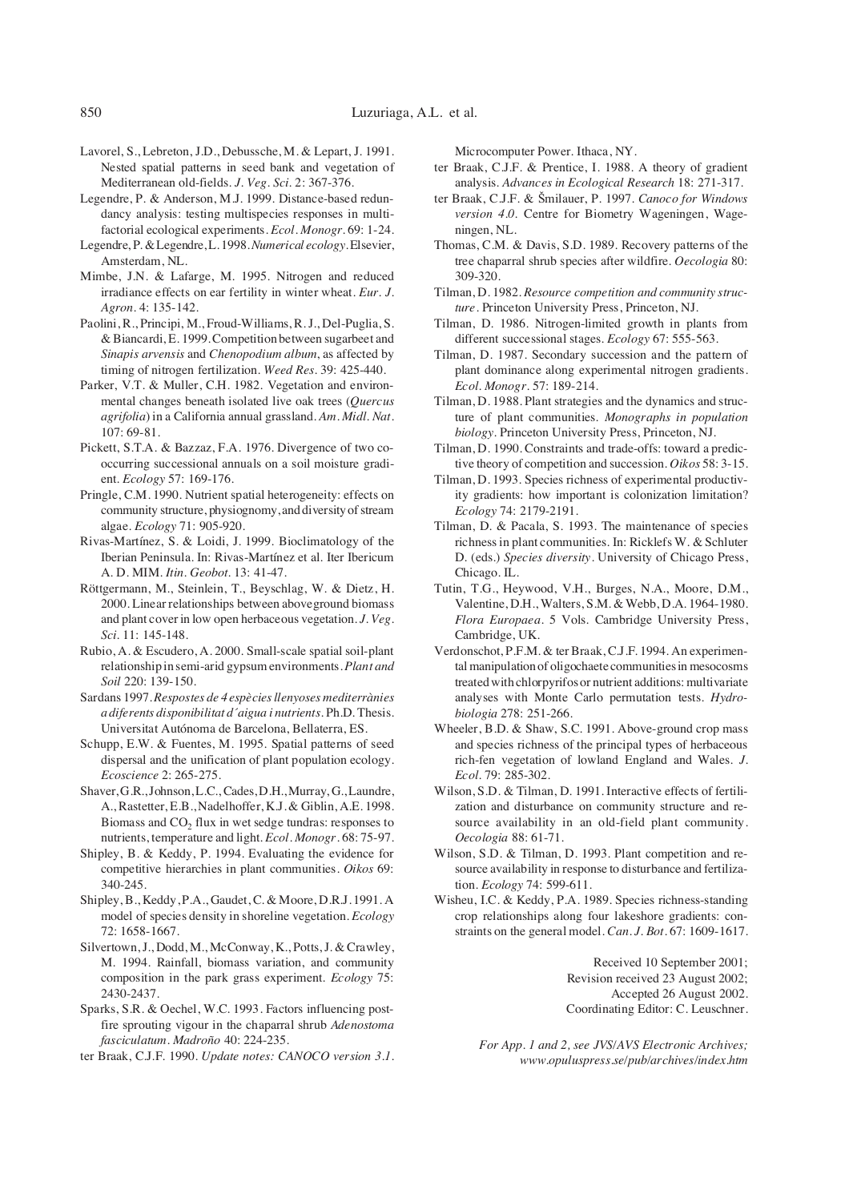Lavorel, S., Lebreton, J.D., Debussche, M. & Lepart, J. 1991. Nested spatial patterns in seed bank and vegetation of Mediterranean old-fields. *J. Veg. Sci.* 2: 367-376.

Legendre, P. & Anderson, M.J. 1999. Distance-based redundancy analysis: testing multispecies responses in multifactorial ecological experiments. *Ecol. Monogr.* 69: 1-24.

Legendre, P. & Legendre, L. 1998. *Numerical ecology*. Elsevier, Amsterdam, NL.

Mimbe, J.N. & Lafarge, M. 1995. Nitrogen and reduced irradiance effects on ear fertility in winter wheat. *Eur. J. Agron.* 4: 135-142.

Paolini, R., Principi, M., Froud-Williams, R.J., Del-Puglia, S. & Biancardi, E. 1999. Competition between sugarbeet and *Sinapis arvensis* and *Chenopodium album*, as affected by timing of nitrogen fertilization. *Weed Res.* 39: 425-440.

Parker, V.T. & Muller, C.H. 1982. Vegetation and environmental changes beneath isolated live oak trees (*Quercus agrifolia*) in a California annual grassland. *Am. Midl. Nat.* 107: 69-81.

Pickett, S.T.A. & Bazzaz, F.A. 1976. Divergence of two co-occurring successional annuals on a soil moisture gradient. *Ecology* 57: 169-176.

Pringle, C.M. 1990. Nutrient spatial heterogeneity: effects on community structure, physiognomy, and diversity of stream algae. *Ecology* 71: 905-920.

Rivas-Martínez, S. & Loidi, J. 1999. Bioclimatology of the Iberian Peninsula. In: Rivas-Martínez et al. Iter Ibericum A. D. MIM. *Itin. Geobot.* 13: 41-47.

Röttgermann, M., Steinlein, T., Beyschlag, W. & Dietz, H. 2000. Linear relationships between aboveground biomass and plant cover in low open herbaceous vegetation. *J. Veg. Sci.* 11: 145-148.

Rubio, A. & Escudero, A. 2000. Small-scale spatial soil-plant relationship in semi-arid gypsum environments. *Plant and Soil* 220: 139-150.

Sardans 1997. *Respostes de 4 espècies llenyoses mediterrànies a diferents disponibilitat d´aigua i nutrients*. Ph.D. Thesis. Universitat Autónoma de Barcelona, Bellaterra, ES.

Schupp, E.W. & Fuentes, M. 1995. Spatial patterns of seed dispersal and the unification of plant population ecology. *Ecoscience* 2: 265-275.

Shaver, G.R., Johnson, L.C., Cades, D.H., Murray, G., Laundre, A., Rastetter, E.B., Nadelhoffer, K.J. & Giblin, A.E. 1998. Biomass and $CO_2$ flux in wet sedge tundras: responses to nutrients, temperature and light. *Ecol. Monogr.* 68: 75-97.

Shipley, B. & Keddy, P. 1994. Evaluating the evidence for competitive hierarchies in plant communities. *Oikos* 69: 340-245.

Shipley, B., Keddy, P.A., Gaudet, C. & Moore, D.R.J. 1991. A model of species density in shoreline vegetation. *Ecology* 72: 1658-1667.

Silvertown, J., Dodd, M., McConway, K., Potts, J. & Crawley, M. 1994. Rainfall, biomass variation, and community composition in the park grass experiment. *Ecology* 75: 2430-2437.

Sparks, S.R. & Oechel, W.C. 1993. Factors influencing post-fire sprouting vigour in the chaparral shrub *Adenostoma fasciculatum*. *Madroño* 40: 224-235.

ter Braak, C.J.F. 1990. *Update notes: CANOCO version 3.1*. Microcomputer Power. Ithaca, NY.

ter Braak, C.J.F. & Prentice, I. 1988. A theory of gradient analysis. *Advances in Ecological Research* 18: 271-317.

ter Braak, C.J.F. & Šmilauer, P. 1997. *Canoco for Windows version 4.0*. Centre for Biometry Wageningen, Wageningen, NL.

Thomas, C.M. & Davis, S.D. 1989. Recovery patterns of the tree chaparral shrub species after wildfire. *Oecologia* 80: 309-320.

Tilman, D. 1982. *Resource competition and community structure*. Princeton University Press, Princeton, NJ.

Tilman, D. 1986. Nitrogen-limited growth in plants from different successional stages. *Ecology* 67: 555-563.

Tilman, D. 1987. Secondary succession and the pattern of plant dominance along experimental nitrogen gradients. *Ecol. Monogr.* 57: 189-214.

Tilman, D. 1988. Plant strategies and the dynamics and structure of plant communities. *Monographs in population biology*. Princeton University Press, Princeton, NJ.

Tilman, D. 1990. Constraints and trade-offs: toward a predictive theory of competition and succession. *Oikos* 58: 3-15.

Tilman, D. 1993. Species richness of experimental productivity gradients: how important is colonization limitation? *Ecology* 74: 2179-2191.

Tilman, D. & Pacala, S. 1993. The maintenance of species richness in plant communities. In: Ricklefs W. & Schluter D. (eds.) *Species diversity*. University of Chicago Press, Chicago. IL.

Tutin, T.G., Heywood, V.H., Burges, N.A., Moore, D.M., Valentine, D.H., Walters, S.M. & Webb, D.A. 1964-1980. *Flora Europaea*. 5 Vols. Cambridge University Press, Cambridge, UK.

Verdonschot, P.F.M. & ter Braak, C.J.F. 1994. An experimental manipulation of oligochaete communities in mesocosms treated with chlorpyrifos or nutrient additions: multivariate analyses with Monte Carlo permutation tests. *Hydrobiologia* 278: 251-266.

Wheeler, B.D. & Shaw, S.C. 1991. Above-ground crop mass and species richness of the principal types of herbaceous rich-fen vegetation of lowland England and Wales. *J. Ecol.* 79: 285-302.

Wilson, S.D. & Tilman, D. 1991. Interactive effects of fertilization and disturbance on community structure and resource availability in an old-field plant community. *Oecologia* 88: 61-71.

Wilson, S.D. & Tilman, D. 1993. Plant competition and resource availability in response to disturbance and fertilization. *Ecology* 74: 599-611.

Wisheu, I.C. & Keddy, P.A. 1989. Species richness-standing crop relationships along four lakeshore gradients: constraints on the general model. *Can. J. Bot.* 67: 1609-1617.

Received 10 September 2001;
Revision received 23 August 2002;
Accepted 26 August 2002.
Coordinating Editor: C. Leuschner.

*For App. 1 and 2, see JVS/AVS Electronic Archives; www.opuluspress.se/pub/archives/index.htm*